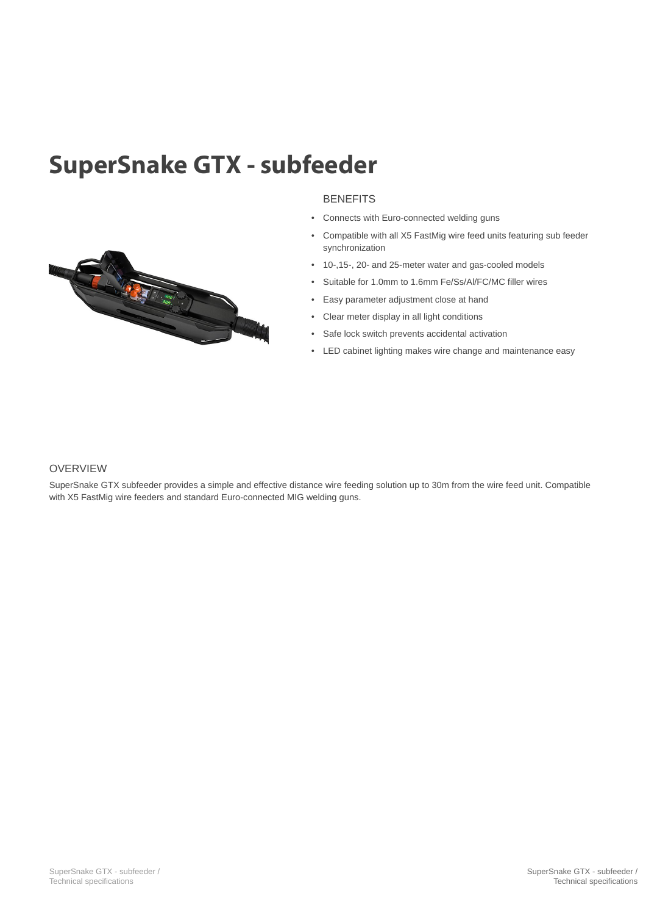# SuperSnake GTX - subfeeder

## BENEFITS

- Connects with Euro-connected welding guns
- Compatible with all X5 FastMig wire feed units featuring sub feeder synchronization
- 10-,15-, 20- and 25-meter water and gas-cooled models
- Suitable for 1.0mm to 1.6mm Fe/Ss/Al/FC/MC filler wires
- Easy parameter adjustment close at hand
- Clear meter display in all light conditions
- Safe lock switch prevents accidental activation
- LED cabinet lighting makes wire change and maintenance easy

## OVERVIEW

SuperSnake GTX subfeeder provides a simple and effective distance wire feeding solution up to 30m from the wire feed unit. Compatible with X5 FastMig wire feeders and standard Euro-connected MIG welding guns.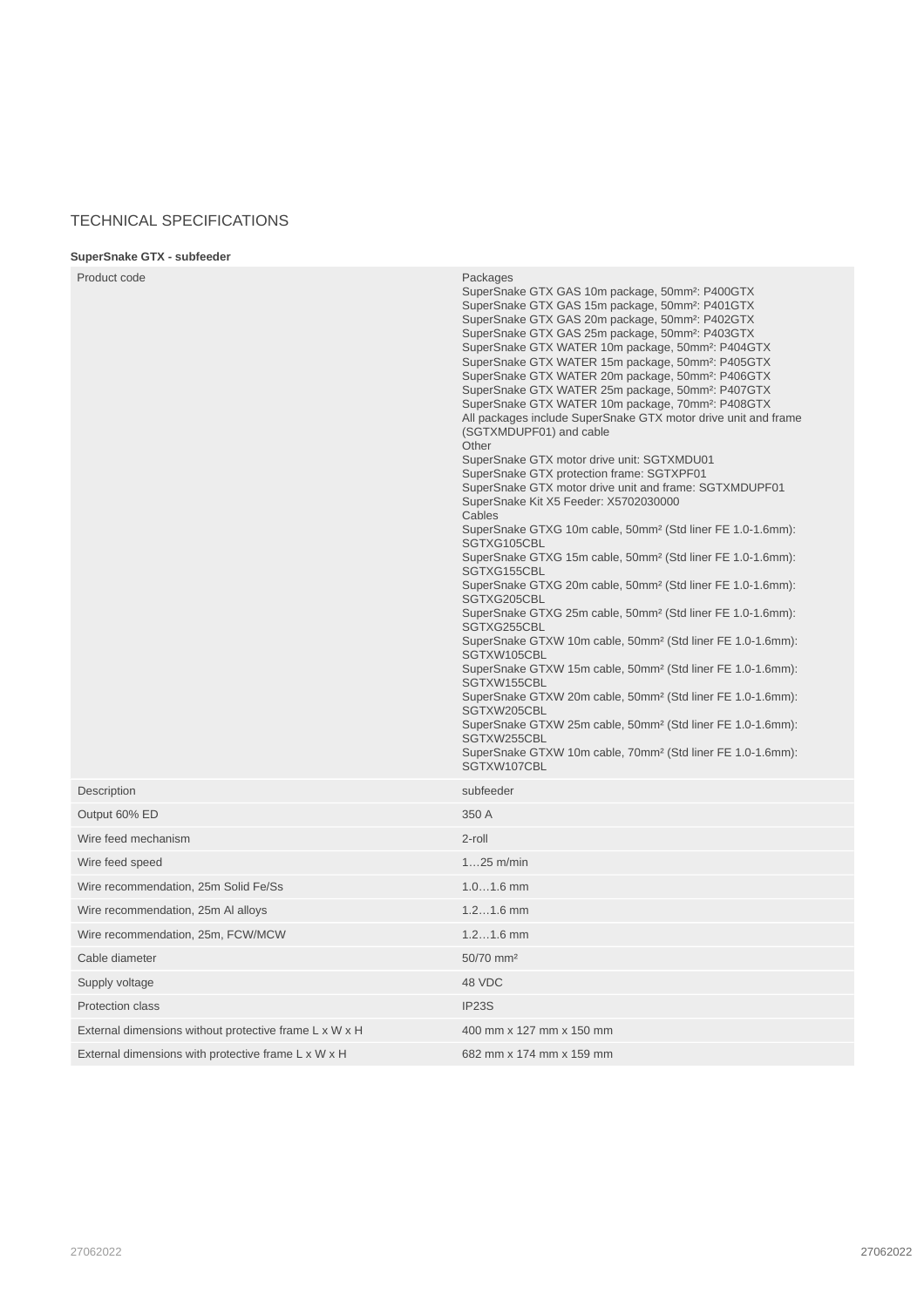## TECHNICAL SPECIFICATIONS

**SuperSnake GTX - subfeeder**

| | |
|---|---|
| Product code | Packages<br>SuperSnake GTX GAS 10m package, 50mm²: P400GTX<br>SuperSnake GTX GAS 15m package, 50mm²: P401GTX<br>SuperSnake GTX GAS 20m package, 50mm²: P402GTX<br>SuperSnake GTX GAS 25m package, 50mm²: P403GTX<br>SuperSnake GTX WATER 10m package, 50mm²: P404GTX<br>SuperSnake GTX WATER 15m package, 50mm²: P405GTX<br>SuperSnake GTX WATER 20m package, 50mm²: P406GTX<br>SuperSnake GTX WATER 25m package, 50mm²: P407GTX<br>SuperSnake GTX WATER 10m package, 70mm²: P408GTX<br>All packages include SuperSnake GTX motor drive unit and frame (SGTXMDUPF01) and cable<br>Other<br>SuperSnake GTX motor drive unit: SGTXMDU01<br>SuperSnake GTX protection frame: SGTXPF01<br>SuperSnake GTX motor drive unit and frame: SGTXMDUPF01<br>SuperSnake Kit X5 Feeder: X5702030000<br>Cables<br>SuperSnake GTXG 10m cable, 50mm² (Std liner FE 1.0-1.6mm): SGTXG105CBL<br>SuperSnake GTXG 15m cable, 50mm² (Std liner FE 1.0-1.6mm): SGTXG155CBL<br>SuperSnake GTXG 20m cable, 50mm² (Std liner FE 1.0-1.6mm): SGTXG205CBL<br>SuperSnake GTXG 25m cable, 50mm² (Std liner FE 1.0-1.6mm): SGTXG255CBL<br>SuperSnake GTXW 10m cable, 50mm² (Std liner FE 1.0-1.6mm): SGTXW105CBL<br>SuperSnake GTXW 15m cable, 50mm² (Std liner FE 1.0-1.6mm): SGTXW155CBL<br>SuperSnake GTXW 20m cable, 50mm² (Std liner FE 1.0-1.6mm): SGTXW205CBL<br>SuperSnake GTXW 25m cable, 50mm² (Std liner FE 1.0-1.6mm): SGTXW255CBL<br>SuperSnake GTXW 10m cable, 70mm² (Std liner FE 1.0-1.6mm): SGTXW107CBL |
| Description | subfeeder |
| Output 60% ED | 350 A |
| Wire feed mechanism | 2-roll |
| Wire feed speed | 1…25 m/min |
| Wire recommendation, 25m Solid Fe/Ss | 1.0…1.6 mm |
| Wire recommendation, 25m Al alloys | 1.2…1.6 mm |
| Wire recommendation, 25m, FCW/MCW | 1.2…1.6 mm |
| Cable diameter | 50/70 mm² |
| Supply voltage | 48 VDC |
| Protection class | IP23S |
| External dimensions without protective frame L x W x H | 400 mm x 127 mm x 150 mm |
| External dimensions with protective frame L x W x H | 682 mm x 174 mm x 159 mm |